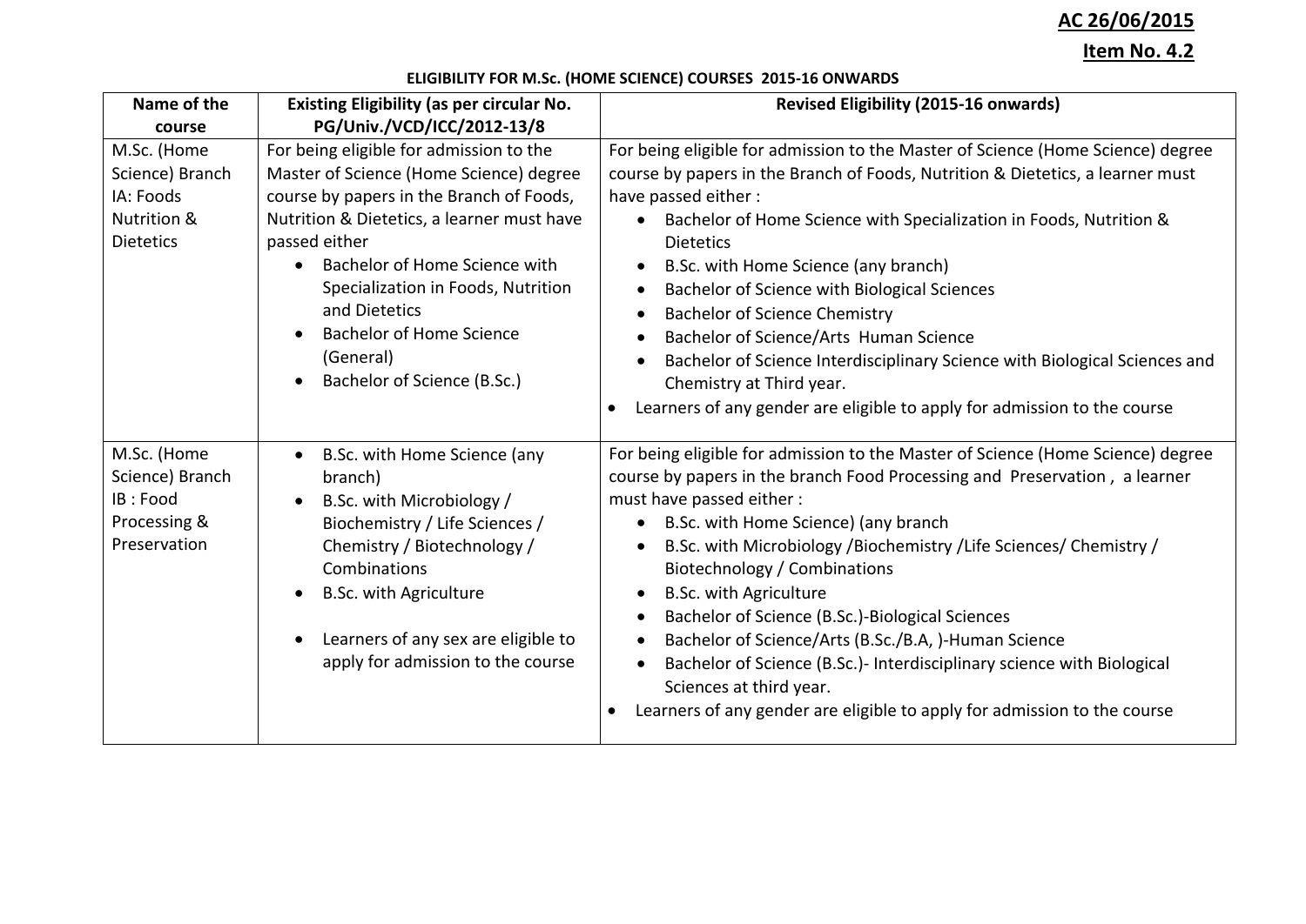**AC 26/06/2015**

**Item No. 4.2**

**ELIGIBILITY FOR M.Sc. (HOME SCIENCE) COURSES 2015-16 ONWARDS**

| Name of the course | Existing Eligibility (as per circular No. PG/Univ./VCD/ICC/2012-13/8 | Revised Eligibility (2015-16 onwards) |
|---|---|---|
| M.Sc. (Home Science) Branch IA: Foods Nutrition & Dietetics | For being eligible for admission to the Master of Science (Home Science) degree course by papers in the Branch of Foods, Nutrition & Dietetics, a learner must have passed either<br>• Bachelor of Home Science with Specialization in Foods, Nutrition and Dietetics<br>• Bachelor of Home Science (General)<br>• Bachelor of Science (B.Sc.) | For being eligible for admission to the Master of Science (Home Science) degree course by papers in the Branch of Foods, Nutrition & Dietetics, a learner must have passed either :<br>• Bachelor of Home Science with Specialization in Foods, Nutrition & Dietetics<br>• B.Sc. with Home Science (any branch)<br>• Bachelor of Science with Biological Sciences<br>• Bachelor of Science Chemistry<br>• Bachelor of Science/Arts Human Science<br>• Bachelor of Science Interdisciplinary Science with Biological Sciences and Chemistry at Third year.<br>• Learners of any gender are eligible to apply for admission to the course |
| M.Sc. (Home Science) Branch IB : Food Processing & Preservation | • B.Sc. with Home Science (any branch)<br>• B.Sc. with Microbiology / Biochemistry / Life Sciences / Chemistry / Biotechnology / Combinations<br>• B.Sc. with Agriculture<br>• Learners of any sex are eligible to apply for admission to the course | For being eligible for admission to the Master of Science (Home Science) degree course by papers in the branch Food Processing and Preservation , a learner must have passed either :<br>• B.Sc. with Home Science) (any branch<br>• B.Sc. with Microbiology /Biochemistry /Life Sciences/ Chemistry / Biotechnology / Combinations<br>• B.Sc. with Agriculture<br>• Bachelor of Science (B.Sc.)-Biological Sciences<br>• Bachelor of Science/Arts (B.Sc./B.A, )-Human Science<br>• Bachelor of Science (B.Sc.)- Interdisciplinary science with Biological Sciences at third year.<br>• Learners of any gender are eligible to apply for admission to the course |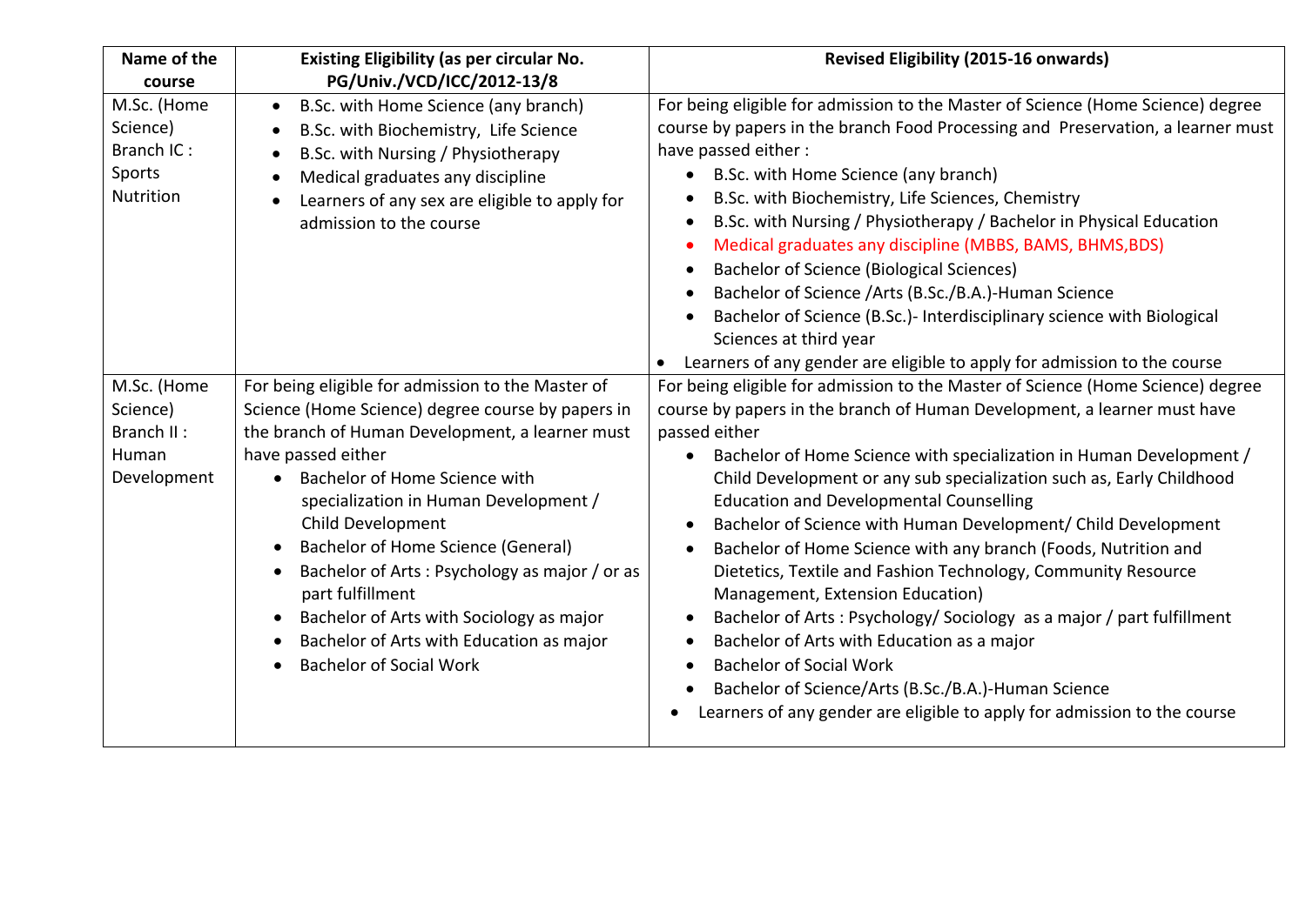| Name of the course | Existing Eligibility (as per circular No. PG/Univ./VCD/ICC/2012-13/8 | Revised Eligibility (2015-16 onwards) |
|---|---|---|
| M.Sc. (Home Science) Branch IC : Sports Nutrition | • B.Sc. with Home Science (any branch)<br>• B.Sc. with Biochemistry, Life Science<br>• B.Sc. with Nursing / Physiotherapy<br>• Medical graduates any discipline<br>• Learners of any sex are eligible to apply for admission to the course | For being eligible for admission to the Master of Science (Home Science) degree course by papers in the branch Food Processing and Preservation, a learner must have passed either :<br>• B.Sc. with Home Science (any branch)<br>• B.Sc. with Biochemistry, Life Sciences, Chemistry<br>• B.Sc. with Nursing / Physiotherapy / Bachelor in Physical Education<br>• Medical graduates any discipline (MBBS, BAMS, BHMS,BDS)<br>• Bachelor of Science (Biological Sciences)<br>• Bachelor of Science /Arts (B.Sc./B.A.)-Human Science<br>• Bachelor of Science (B.Sc.)- Interdisciplinary science with Biological Sciences at third year<br>• Learners of any gender are eligible to apply for admission to the course |
| M.Sc. (Home Science) Branch II : Human Development | For being eligible for admission to the Master of Science (Home Science) degree course by papers in the branch of Human Development, a learner must have passed either<br>• Bachelor of Home Science with specialization in Human Development / Child Development<br>• Bachelor of Home Science (General)<br>• Bachelor of Arts : Psychology as major / or as part fulfillment<br>• Bachelor of Arts with Sociology as major<br>• Bachelor of Arts with Education as major<br>• Bachelor of Social Work | For being eligible for admission to the Master of Science (Home Science) degree course by papers in the branch of Human Development, a learner must have passed either<br>• Bachelor of Home Science with specialization in Human Development / Child Development or any sub specialization such as, Early Childhood Education and Developmental Counselling<br>• Bachelor of Science with Human Development/ Child Development<br>• Bachelor of Home Science with any branch (Foods, Nutrition and Dietetics, Textile and Fashion Technology, Community Resource Management, Extension Education)<br>• Bachelor of Arts : Psychology/ Sociology as a major / part fulfillment<br>• Bachelor of Arts with Education as a major<br>• Bachelor of Social Work<br>• Bachelor of Science/Arts (B.Sc./B.A.)-Human Science<br>• Learners of any gender are eligible to apply for admission to the course |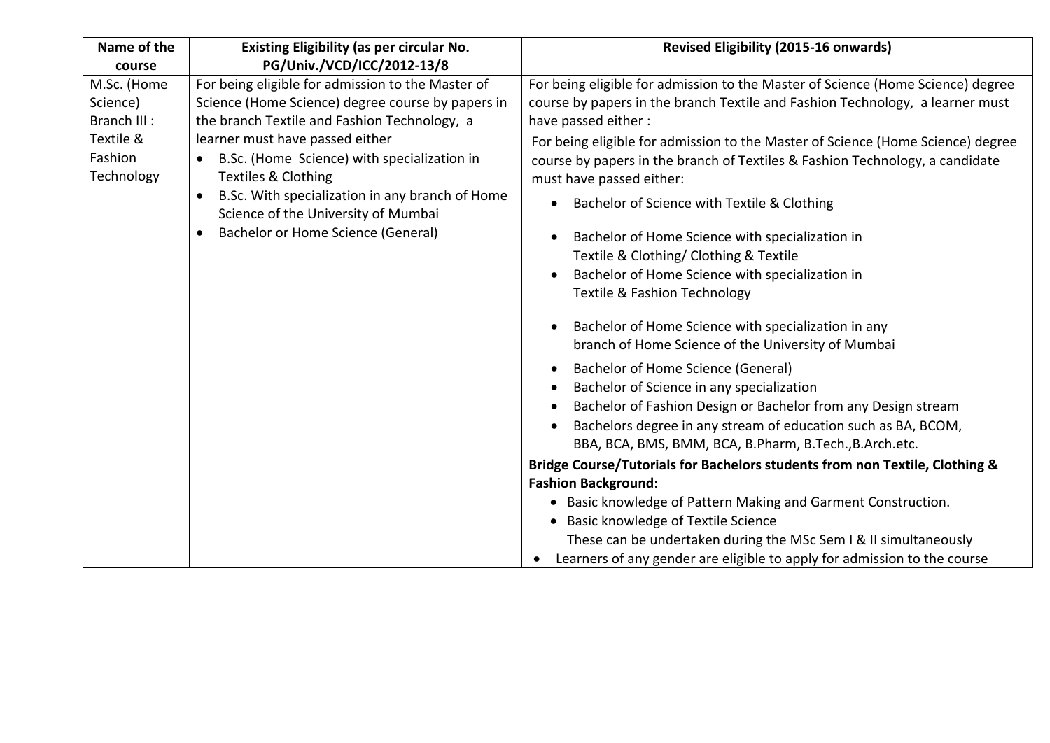| Name of the course | Existing Eligibility (as per circular No. PG/Univ./VCD/ICC/2012-13/8 | Revised Eligibility (2015-16 onwards) |
|---|---|---|
| M.Sc. (Home Science) Branch III : Textile & Fashion Technology | For being eligible for admission to the Master of Science (Home Science) degree course by papers in the branch Textile and Fashion Technology, a learner must have passed either<br>• B.Sc. (Home Science) with specialization in Textiles & Clothing<br>• B.Sc. With specialization in any branch of Home Science of the University of Mumbai<br>• Bachelor or Home Science (General) | For being eligible for admission to the Master of Science (Home Science) degree course by papers in the branch Textile and Fashion Technology, a learner must have passed either :<br>For being eligible for admission to the Master of Science (Home Science) degree course by papers in the branch of Textiles & Fashion Technology, a candidate must have passed either:<br>• Bachelor of Science with Textile & Clothing<br>• Bachelor of Home Science with specialization in Textile & Clothing/ Clothing & Textile<br>• Bachelor of Home Science with specialization in Textile & Fashion Technology<br>• Bachelor of Home Science with specialization in any branch of Home Science of the University of Mumbai<br>• Bachelor of Home Science (General)<br>• Bachelor of Science in any specialization<br>• Bachelor of Fashion Design or Bachelor from any Design stream<br>• Bachelors degree in any stream of education such as BA, BCOM, BBA, BCA, BMS, BMM, BCA, B.Pharm, B.Tech.,B.Arch.etc.<br>**Bridge Course/Tutorials for Bachelors students from non Textile, Clothing & Fashion Background:**<br>• Basic knowledge of Pattern Making and Garment Construction.<br>• Basic knowledge of Textile Science<br>These can be undertaken during the MSc Sem I & II simultaneously<br>• Learners of any gender are eligible to apply for admission to the course |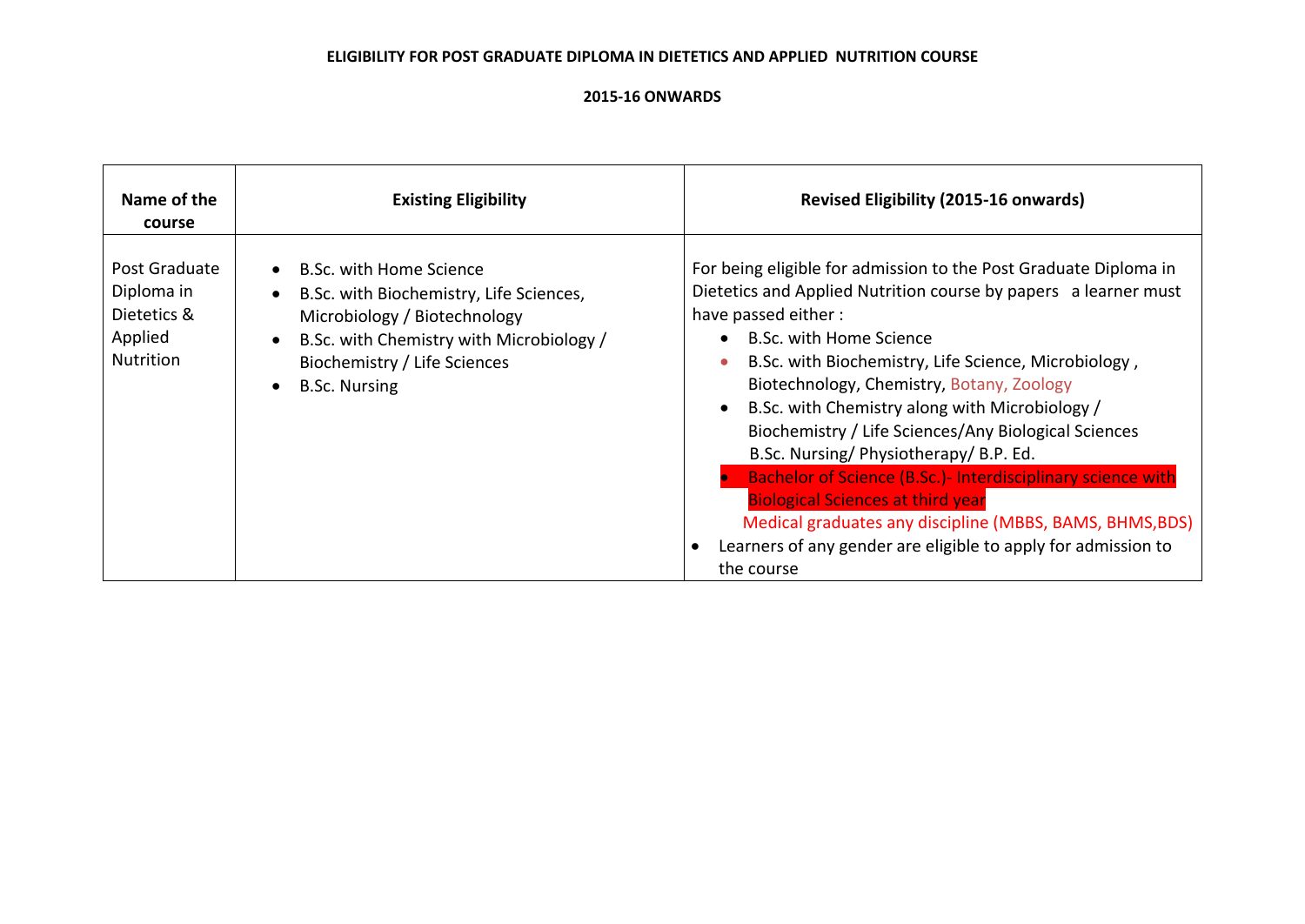**ELIGIBILITY FOR POST GRADUATE DIPLOMA IN DIETETICS AND APPLIED NUTRITION COURSE**

**2015-16 ONWARDS**

| Name of the course | Existing Eligibility | Revised Eligibility (2015-16 onwards) |
|---|---|---|
| Post Graduate Diploma in Dietetics & Applied Nutrition | • B.Sc. with Home Science<br>• B.Sc. with Biochemistry, Life Sciences, Microbiology / Biotechnology<br>• B.Sc. with Chemistry with Microbiology / Biochemistry / Life Sciences<br>• B.Sc. Nursing | For being eligible for admission to the Post Graduate Diploma in Dietetics and Applied Nutrition course by papers a learner must have passed either :<br>• B.Sc. with Home Science<br>• B.Sc. with Biochemistry, Life Science, Microbiology , Biotechnology, Chemistry, Botany, Zoology<br>• B.Sc. with Chemistry along with Microbiology / Biochemistry / Life Sciences/Any Biological Sciences B.Sc. Nursing/ Physiotherapy/ B.P. Ed.<br>• Bachelor of Science (B.Sc.)- Interdisciplinary science with Biological Sciences at third year Medical graduates any discipline (MBBS, BAMS, BHMS,BDS)<br>• Learners of any gender are eligible to apply for admission to the course |